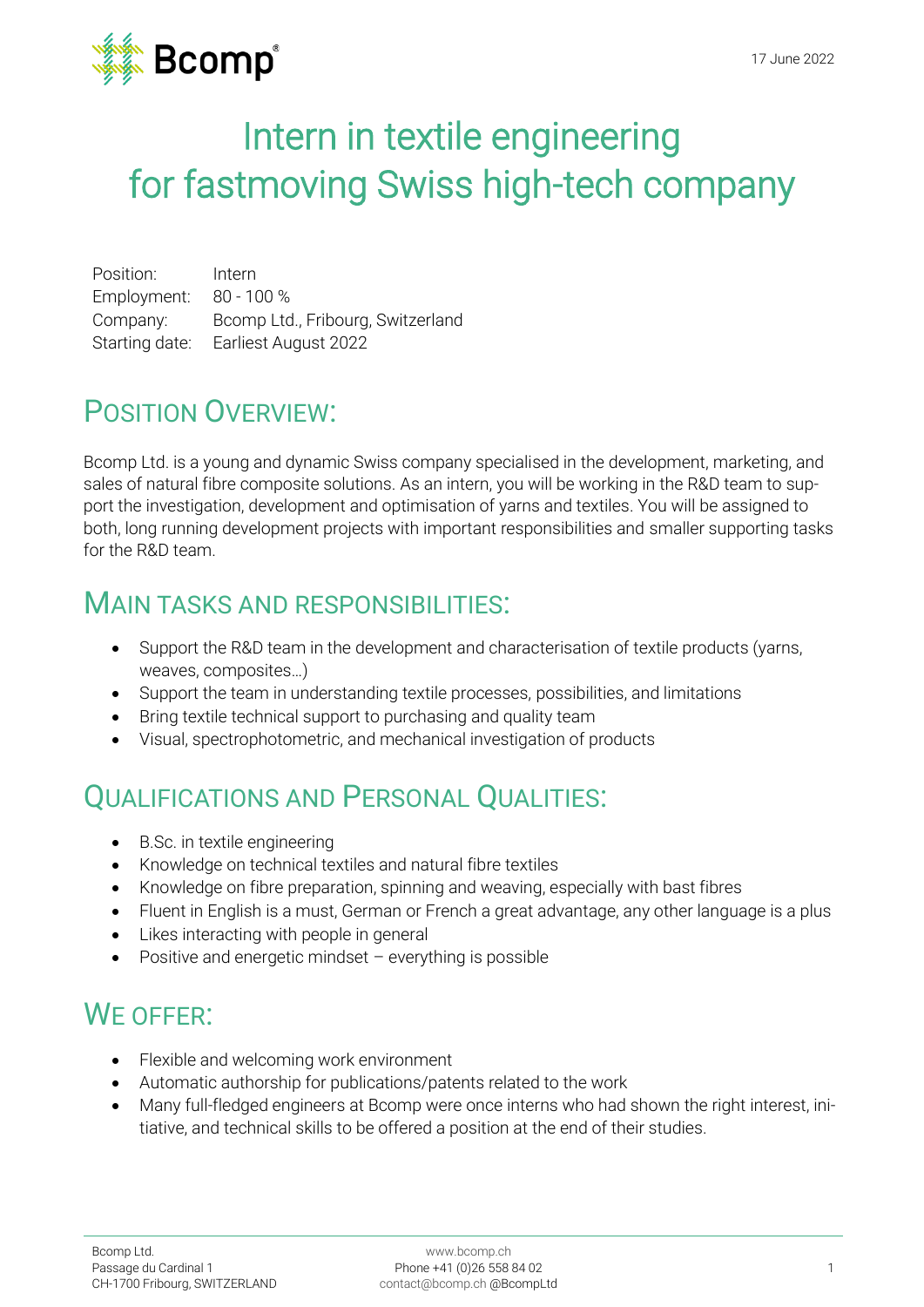17 June 2022

# Intern in textile engineering for fastmoving Swiss high-tech company

Position: Intern
Employment: 80 - 100 %
Company: Bcomp Ltd., Fribourg, Switzerland
Starting date: Earliest August 2022

## Position Overview:

Bcomp Ltd. is a young and dynamic Swiss company specialised in the development, marketing, and sales of natural fibre composite solutions. As an intern, you will be working in the R&D team to support the investigation, development and optimisation of yarns and textiles. You will be assigned to both, long running development projects with important responsibilities and smaller supporting tasks for the R&D team.

## Main Tasks and Responsibilities:

- Support the R&D team in the development and characterisation of textile products (yarns, weaves, composites…)
- Support the team in understanding textile processes, possibilities, and limitations
- Bring textile technical support to purchasing and quality team
- Visual, spectrophotometric, and mechanical investigation of products

## Qualifications and Personal Qualities:

- B.Sc. in textile engineering
- Knowledge on technical textiles and natural fibre textiles
- Knowledge on fibre preparation, spinning and weaving, especially with bast fibres
- Fluent in English is a must, German or French a great advantage, any other language is a plus
- Likes interacting with people in general
- Positive and energetic mindset – everything is possible

## We Offer:

- Flexible and welcoming work environment
- Automatic authorship for publications/patents related to the work
- Many full-fledged engineers at Bcomp were once interns who had shown the right interest, initiative, and technical skills to be offered a position at the end of their studies.

Bcomp Ltd.
Passage du Cardinal 1
CH-1700 Fribourg, SWITZERLAND

www.bcomp.ch
Phone +41 (0)26 558 84 02
contact@bcomp.ch @BcompLtd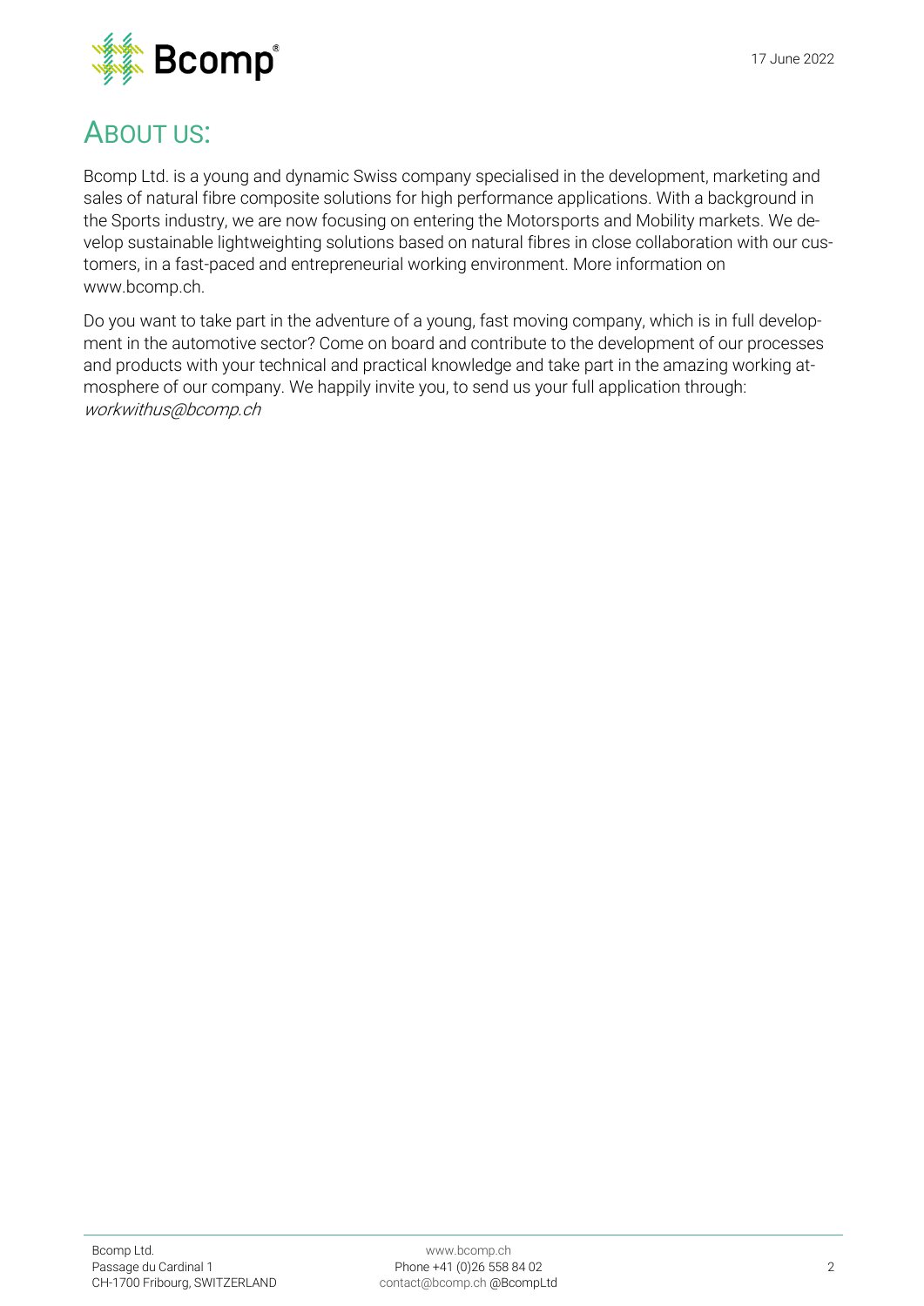# About us:

Bcomp Ltd. is a young and dynamic Swiss company specialised in the development, marketing and sales of natural fibre composite solutions for high performance applications. With a background in the Sports industry, we are now focusing on entering the Motorsports and Mobility markets. We develop sustainable lightweighting solutions based on natural fibres in close collaboration with our customers, in a fast-paced and entrepreneurial working environment. More information on www.bcomp.ch.

Do you want to take part in the adventure of a young, fast moving company, which is in full development in the automotive sector? Come on board and contribute to the development of our processes and products with your technical and practical knowledge and take part in the amazing working atmosphere of our company. We happily invite you, to send us your full application through: *workwithus@bcomp.ch*